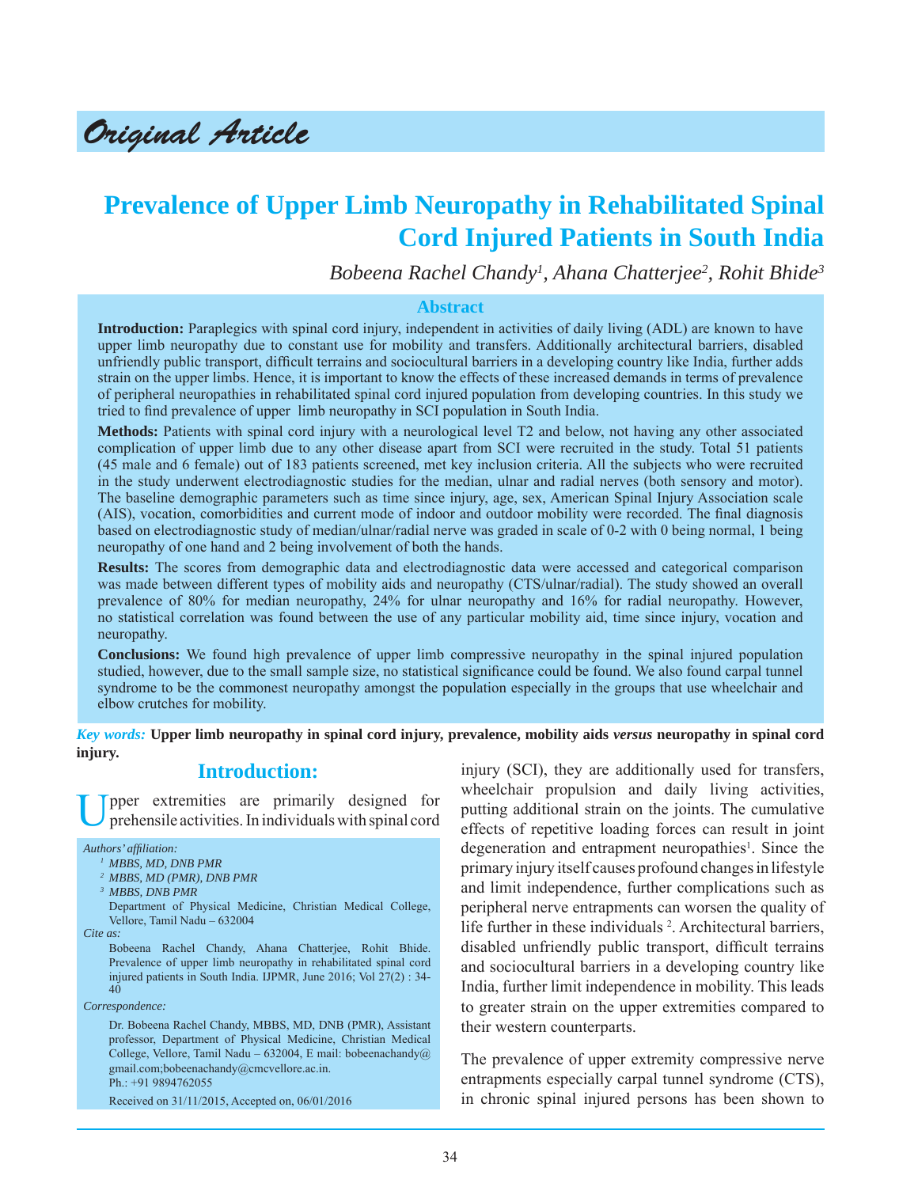Original Article

# Prevalence of Upper Limb Neuropathy in Rehabilitated Spinal Cord Injured Patients in South India

*Bobeena Rachel Chandy[1], Ahana Chatterjee[2], Rohit Bhide[3]*

## Abstract

**Introduction:** Paraplegics with spinal cord injury, independent in activities of daily living (ADL) are known to have upper limb neuropathy due to constant use for mobility and transfers. Additionally architectural barriers, disabled unfriendly public transport, difficult terrains and sociocultural barriers in a developing country like India, further adds strain on the upper limbs. Hence, it is important to know the effects of these increased demands in terms of prevalence of peripheral neuropathies in rehabilitated spinal cord injured population from developing countries. In this study we tried to find prevalence of upper limb neuropathy in SCI population in South India.

**Methods:** Patients with spinal cord injury with a neurological level T2 and below, not having any other associated complication of upper limb due to any other disease apart from SCI were recruited in the study. Total 51 patients (45 male and 6 female) out of 183 patients screened, met key inclusion criteria. All the subjects who were recruited in the study underwent electrodiagnostic studies for the median, ulnar and radial nerves (both sensory and motor). The baseline demographic parameters such as time since injury, age, sex, American Spinal Injury Association scale (AIS), vocation, comorbidities and current mode of indoor and outdoor mobility were recorded. The final diagnosis based on electrodiagnostic study of median/ulnar/radial nerve was graded in scale of 0-2 with 0 being normal, 1 being neuropathy of one hand and 2 being involvement of both the hands.

**Results:** The scores from demographic data and electrodiagnostic data were accessed and categorical comparison was made between different types of mobility aids and neuropathy (CTS/ulnar/radial). The study showed an overall prevalence of 80% for median neuropathy, 24% for ulnar neuropathy and 16% for radial neuropathy. However, no statistical correlation was found between the use of any particular mobility aid, time since injury, vocation and neuropathy.

**Conclusions:** We found high prevalence of upper limb compressive neuropathy in the spinal injured population studied, however, due to the small sample size, no statistical significance could be found. We also found carpal tunnel syndrome to be the commonest neuropathy amongst the population especially in the groups that use wheelchair and elbow crutches for mobility.

*Key words:* **Upper limb neuropathy in spinal cord injury, prevalence, mobility aids *versus* neuropathy in spinal cord injury.**

## Introduction:

Upper extremities are primarily designed for prehensile activities. In individuals with spinal cord injury (SCI), they are additionally used for transfers, wheelchair propulsion and daily living activities, putting additional strain on the joints. The cumulative effects of repetitive loading forces can result in joint degeneration and entrapment neuropathies[1]. Since the primary injury itself causes profound changes in lifestyle and limit independence, further complications such as peripheral nerve entrapments can worsen the quality of life further in these individuals [2]. Architectural barriers, disabled unfriendly public transport, difficult terrains and sociocultural barriers in a developing country like India, further limit independence in mobility. This leads to greater strain on the upper extremities compared to their western counterparts.

The prevalence of upper extremity compressive nerve entrapments especially carpal tunnel syndrome (CTS), in chronic spinal injured persons has been shown to

*Authors' affiliation:*

[1] MBBS, MD, DNB PMR

[2] MBBS, MD (PMR), DNB PMR

[3] MBBS, DNB PMR

Department of Physical Medicine, Christian Medical College, Vellore, Tamil Nadu – 632004

*Cite as:*

Bobeena Rachel Chandy, Ahana Chatterjee, Rohit Bhide. Prevalence of upper limb neuropathy in rehabilitated spinal cord injured patients in South India. IJPMR, June 2016; Vol 27(2) : 34-40

*Correspondence:*

Dr. Bobeena Rachel Chandy, MBBS, MD, DNB (PMR), Assistant professor, Department of Physical Medicine, Christian Medical College, Vellore, Tamil Nadu – 632004, E mail: bobeenachandy@gmail.com;bobeenachandy@cmcvellore.ac.in.
Ph.: +91 9894762055

Received on 31/11/2015, Accepted on, 06/01/2016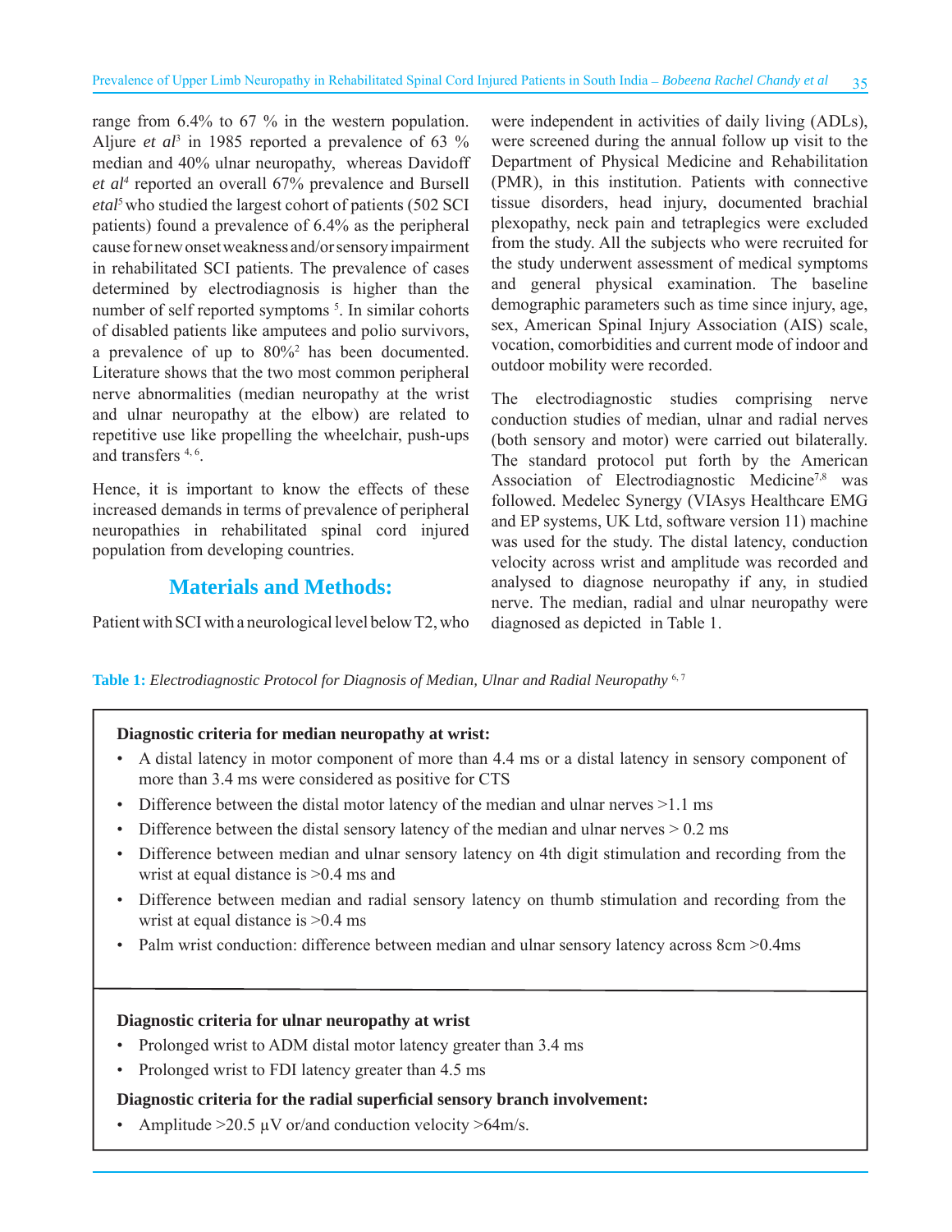range from 6.4% to 67 % in the western population. Aljure *et al*[3] in 1985 reported a prevalence of 63 % median and 40% ulnar neuropathy, whereas Davidoff *et al*[4] reported an overall 67% prevalence and Bursell *etal*[5] who studied the largest cohort of patients (502 SCI patients) found a prevalence of 6.4% as the peripheral cause for new onset weakness and/or sensory impairment in rehabilitated SCI patients. The prevalence of cases determined by electrodiagnosis is higher than the number of self reported symptoms [5]. In similar cohorts of disabled patients like amputees and polio survivors, a prevalence of up to 80%[2] has been documented. Literature shows that the two most common peripheral nerve abnormalities (median neuropathy at the wrist and ulnar neuropathy at the elbow) are related to repetitive use like propelling the wheelchair, push-ups and transfers [4, 6].

Hence, it is important to know the effects of these increased demands in terms of prevalence of peripheral neuropathies in rehabilitated spinal cord injured population from developing countries.

## Materials and Methods:

Patient with SCI with a neurological level below T2, who were independent in activities of daily living (ADLs), were screened during the annual follow up visit to the Department of Physical Medicine and Rehabilitation (PMR), in this institution. Patients with connective tissue disorders, head injury, documented brachial plexopathy, neck pain and tetraplegics were excluded from the study. All the subjects who were recruited for the study underwent assessment of medical symptoms and general physical examination. The baseline demographic parameters such as time since injury, age, sex, American Spinal Injury Association (AIS) scale, vocation, comorbidities and current mode of indoor and outdoor mobility were recorded.

The electrodiagnostic studies comprising nerve conduction studies of median, ulnar and radial nerves (both sensory and motor) were carried out bilaterally. The standard protocol put forth by the American Association of Electrodiagnostic Medicine[7,8] was followed. Medelec Synergy (VIAsys Healthcare EMG and EP systems, UK Ltd, software version 11) machine was used for the study. The distal latency, conduction velocity across wrist and amplitude was recorded and analysed to diagnose neuropathy if any, in studied nerve. The median, radial and ulnar neuropathy were diagnosed as depicted in Table 1.

**Table 1:** *Electrodiagnostic Protocol for Diagnosis of Median, Ulnar and Radial Neuropathy* [6, 7]

**Diagnostic criteria for median neuropathy at wrist:**

- A distal latency in motor component of more than 4.4 ms or a distal latency in sensory component of more than 3.4 ms were considered as positive for CTS
- Difference between the distal motor latency of the median and ulnar nerves >1.1 ms
- Difference between the distal sensory latency of the median and ulnar nerves > 0.2 ms
- Difference between median and ulnar sensory latency on 4th digit stimulation and recording from the wrist at equal distance is >0.4 ms and
- Difference between median and radial sensory latency on thumb stimulation and recording from the wrist at equal distance is >0.4 ms
- Palm wrist conduction: difference between median and ulnar sensory latency across 8cm >0.4ms

**Diagnostic criteria for ulnar neuropathy at wrist**

- Prolonged wrist to ADM distal motor latency greater than 3.4 ms
- Prolonged wrist to FDI latency greater than 4.5 ms

**Diagnostic criteria for the radial superficial sensory branch involvement:**

- Amplitude >20.5 µV or/and conduction velocity >64m/s.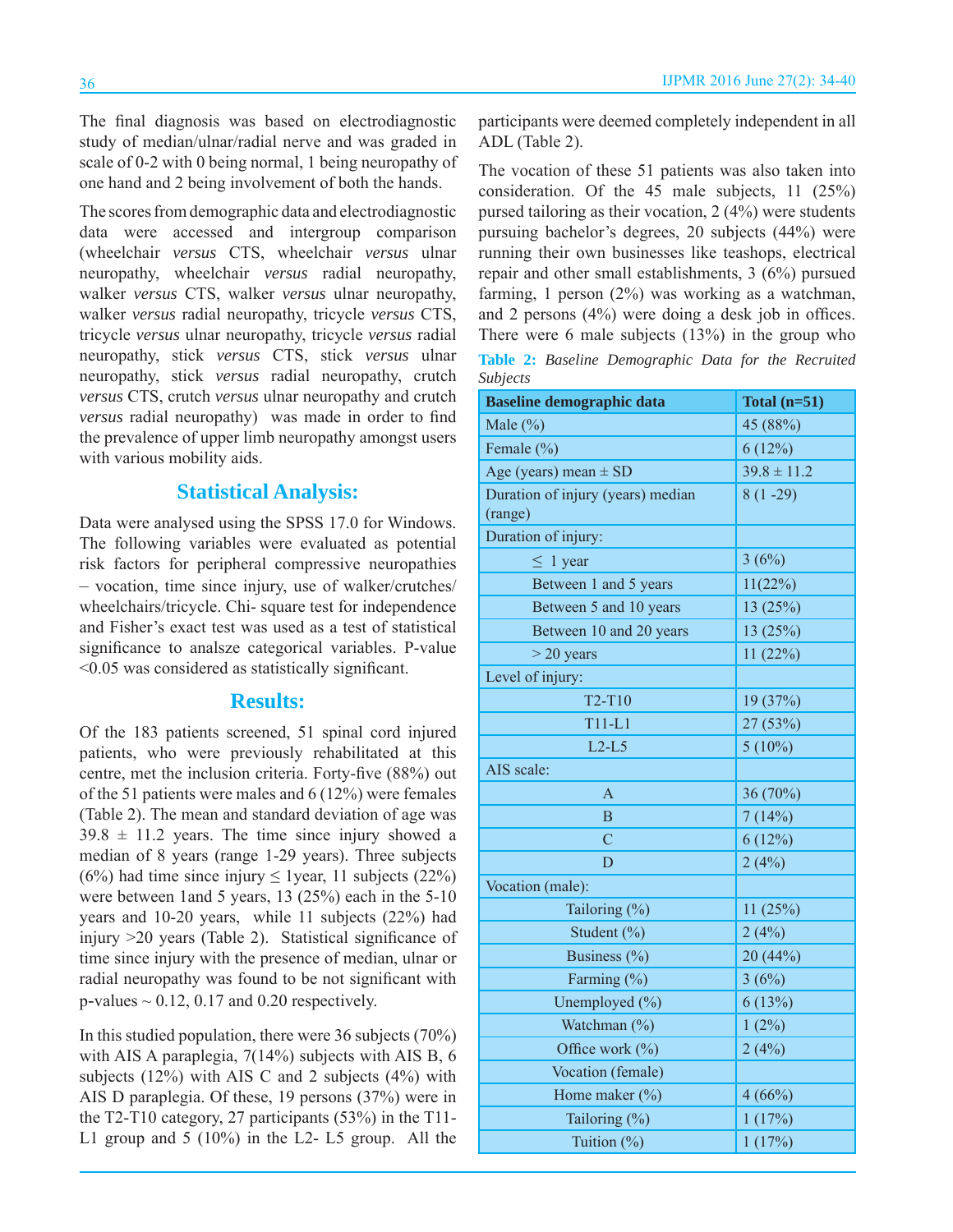The final diagnosis was based on electrodiagnostic study of median/ulnar/radial nerve and was graded in scale of 0-2 with 0 being normal, 1 being neuropathy of one hand and 2 being involvement of both the hands.

The scores from demographic data and electrodiagnostic data were accessed and intergroup comparison (wheelchair *versus* CTS, wheelchair *versus* ulnar neuropathy, wheelchair *versus* radial neuropathy, walker *versus* CTS, walker *versus* ulnar neuropathy, walker *versus* radial neuropathy, tricycle *versus* CTS, tricycle *versus* ulnar neuropathy, tricycle *versus* radial neuropathy, stick *versus* CTS, stick *versus* ulnar neuropathy, stick *versus* radial neuropathy, crutch *versus* CTS, crutch *versus* ulnar neuropathy and crutch *versus* radial neuropathy) was made in order to find the prevalence of upper limb neuropathy amongst users with various mobility aids.

## Statistical Analysis:

Data were analysed using the SPSS 17.0 for Windows. The following variables were evaluated as potential risk factors for peripheral compressive neuropathies – vocation, time since injury, use of walker/crutches/ wheelchairs/tricycle. Chi- square test for independence and Fisher's exact test was used as a test of statistical significance to analsze categorical variables. P-value <0.05 was considered as statistically significant.

## Results:

Of the 183 patients screened, 51 spinal cord injured patients, who were previously rehabilitated at this centre, met the inclusion criteria. Forty-five (88%) out of the 51 patients were males and 6 (12%) were females (Table 2). The mean and standard deviation of age was 39.8 ± 11.2 years. The time since injury showed a median of 8 years (range 1-29 years). Three subjects (6%) had time since injury ≤ 1year, 11 subjects (22%) were between 1and 5 years, 13 (25%) each in the 5-10 years and 10-20 years, while 11 subjects (22%) had injury >20 years (Table 2). Statistical significance of time since injury with the presence of median, ulnar or radial neuropathy was found to be not significant with p-values ~ 0.12, 0.17 and 0.20 respectively.

In this studied population, there were 36 subjects (70%) with AIS A paraplegia, 7(14%) subjects with AIS B, 6 subjects (12%) with AIS C and 2 subjects (4%) with AIS D paraplegia. Of these, 19 persons (37%) were in the T2-T10 category, 27 participants (53%) in the T11-L1 group and 5 (10%) in the L2- L5 group. All the participants were deemed completely independent in all ADL (Table 2).

The vocation of these 51 patients was also taken into consideration. Of the 45 male subjects, 11 (25%) pursed tailoring as their vocation, 2 (4%) were students pursuing bachelor's degrees, 20 subjects (44%) were running their own businesses like teashops, electrical repair and other small establishments, 3 (6%) pursued farming, 1 person (2%) was working as a watchman, and 2 persons (4%) were doing a desk job in offices. There were 6 male subjects (13%) in the group who

**Table 2:** *Baseline Demographic Data for the Recruited Subjects*

| Baseline demographic data | Total (n=51) |
|---|---|
| Male (%) | 45 (88%) |
| Female (%) | 6 (12%) |
| Age (years) mean ± SD | 39.8 ± 11.2 |
| Duration of injury (years) median (range) | 8 (1 -29) |
| Duration of injury: | |
| ≤ 1 year | 3 (6%) |
| Between 1 and 5 years | 11(22%) |
| Between 5 and 10 years | 13 (25%) |
| Between 10 and 20 years | 13 (25%) |
| > 20 years | 11 (22%) |
| Level of injury: | |
| T2-T10 | 19 (37%) |
| T11-L1 | 27 (53%) |
| L2-L5 | 5 (10%) |
| AIS scale: | |
| A | 36 (70%) |
| B | 7 (14%) |
| C | 6 (12%) |
| D | 2 (4%) |
| Vocation (male): | |
| Tailoring (%) | 11 (25%) |
| Student (%) | 2 (4%) |
| Business (%) | 20 (44%) |
| Farming (%) | 3 (6%) |
| Unemployed (%) | 6 (13%) |
| Watchman (%) | 1 (2%) |
| Office work (%) | 2 (4%) |
| Vocation (female) | |
| Home maker (%) | 4 (66%) |
| Tailoring (%) | 1 (17%) |
| Tuition (%) | 1 (17%) |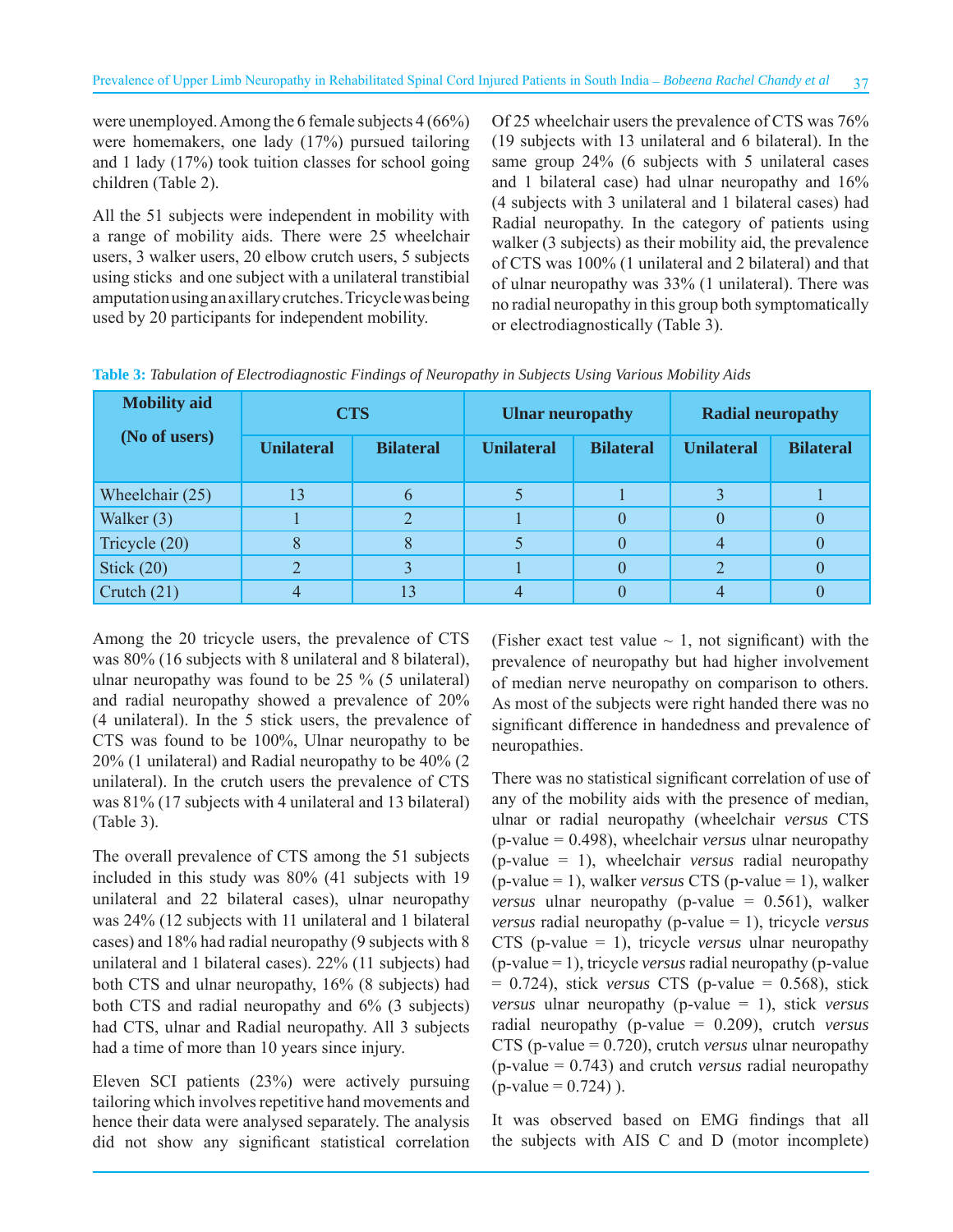were unemployed. Among the 6 female subjects 4 (66%) were homemakers, one lady (17%) pursued tailoring and 1 lady (17%) took tuition classes for school going children (Table 2).

All the 51 subjects were independent in mobility with a range of mobility aids. There were 25 wheelchair users, 3 walker users, 20 elbow crutch users, 5 subjects using sticks and one subject with a unilateral transtibial amputation using an axillary crutches. Tricycle was being used by 20 participants for independent mobility.

Of 25 wheelchair users the prevalence of CTS was 76% (19 subjects with 13 unilateral and 6 bilateral). In the same group 24% (6 subjects with 5 unilateral cases and 1 bilateral case) had ulnar neuropathy and 16% (4 subjects with 3 unilateral and 1 bilateral cases) had Radial neuropathy. In the category of patients using walker (3 subjects) as their mobility aid, the prevalence of CTS was 100% (1 unilateral and 2 bilateral) and that of ulnar neuropathy was 33% (1 unilateral). There was no radial neuropathy in this group both symptomatically or electrodiagnostically (Table 3).

**Table 3:** *Tabulation of Electrodiagnostic Findings of Neuropathy in Subjects Using Various Mobility Aids*

| Mobility aid (No of users) | CTS | | Ulnar neuropathy | | Radial neuropathy | |
|---|---|---|---|---|---|---|
| | Unilateral | Bilateral | Unilateral | Bilateral | Unilateral | Bilateral |
| Wheelchair (25) | 13 | 6 | 5 | 1 | 3 | 1 |
| Walker (3) | 1 | 2 | 1 | 0 | 0 | 0 |
| Tricycle (20) | 8 | 8 | 5 | 0 | 4 | 0 |
| Stick (20) | 2 | 3 | 1 | 0 | 2 | 0 |
| Crutch (21) | 4 | 13 | 4 | 0 | 4 | 0 |

Among the 20 tricycle users, the prevalence of CTS was 80% (16 subjects with 8 unilateral and 8 bilateral), ulnar neuropathy was found to be 25 % (5 unilateral) and radial neuropathy showed a prevalence of 20% (4 unilateral). In the 5 stick users, the prevalence of CTS was found to be 100%, Ulnar neuropathy to be 20% (1 unilateral) and Radial neuropathy to be 40% (2 unilateral). In the crutch users the prevalence of CTS was 81% (17 subjects with 4 unilateral and 13 bilateral) (Table 3).

The overall prevalence of CTS among the 51 subjects included in this study was 80% (41 subjects with 19 unilateral and 22 bilateral cases), ulnar neuropathy was 24% (12 subjects with 11 unilateral and 1 bilateral cases) and 18% had radial neuropathy (9 subjects with 8 unilateral and 1 bilateral cases). 22% (11 subjects) had both CTS and ulnar neuropathy, 16% (8 subjects) had both CTS and radial neuropathy and 6% (3 subjects) had CTS, ulnar and Radial neuropathy. All 3 subjects had a time of more than 10 years since injury.

Eleven SCI patients (23%) were actively pursuing tailoring which involves repetitive hand movements and hence their data were analysed separately. The analysis did not show any significant statistical correlation (Fisher exact test value ~ 1, not significant) with the prevalence of neuropathy but had higher involvement of median nerve neuropathy on comparison to others. As most of the subjects were right handed there was no significant difference in handedness and prevalence of neuropathies.

There was no statistical significant correlation of use of any of the mobility aids with the presence of median, ulnar or radial neuropathy (wheelchair *versus* CTS (p-value = 0.498), wheelchair *versus* ulnar neuropathy (p-value = 1), wheelchair *versus* radial neuropathy (p-value = 1), walker *versus* CTS (p-value = 1), walker *versus* ulnar neuropathy (p-value = 0.561), walker *versus* radial neuropathy (p-value = 1), tricycle *versus* CTS (p-value = 1), tricycle *versus* ulnar neuropathy (p-value = 1), tricycle *versus* radial neuropathy (p-value = 0.724), stick *versus* CTS (p-value = 0.568), stick *versus* ulnar neuropathy (p-value = 1), stick *versus* radial neuropathy (p-value = 0.209), crutch *versus* CTS (p-value = 0.720), crutch *versus* ulnar neuropathy (p-value = 0.743) and crutch *versus* radial neuropathy (p-value = 0.724) ).

It was observed based on EMG findings that all the subjects with AIS C and D (motor incomplete)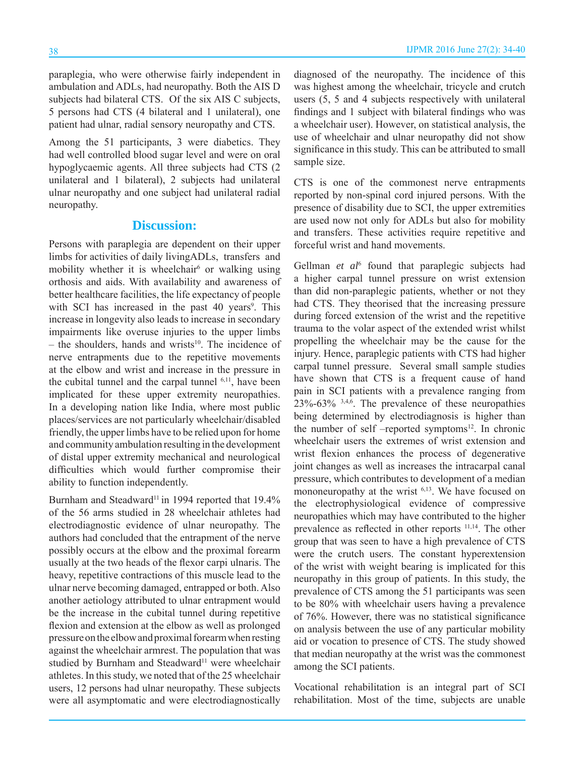paraplegia, who were otherwise fairly independent in ambulation and ADLs, had neuropathy. Both the AIS D subjects had bilateral CTS. Of the six AIS C subjects, 5 persons had CTS (4 bilateral and 1 unilateral), one patient had ulnar, radial sensory neuropathy and CTS.

Among the 51 participants, 3 were diabetics. They had well controlled blood sugar level and were on oral hypoglycaemic agents. All three subjects had CTS (2 unilateral and 1 bilateral), 2 subjects had unilateral ulnar neuropathy and one subject had unilateral radial neuropathy.

## Discussion:

Persons with paraplegia are dependent on their upper limbs for activities of daily livingADLs, transfers and mobility whether it is wheelchair[6] or walking using orthosis and aids. With availability and awareness of better healthcare facilities, the life expectancy of people with SCI has increased in the past 40 years[9]. This increase in longevity also leads to increase in secondary impairments like overuse injuries to the upper limbs – the shoulders, hands and wrists[10]. The incidence of nerve entrapments due to the repetitive movements at the elbow and wrist and increase in the pressure in the cubital tunnel and the carpal tunnel [6,11], have been implicated for these upper extremity neuropathies. In a developing nation like India, where most public places/services are not particularly wheelchair/disabled friendly, the upper limbs have to be relied upon for home and community ambulation resulting in the development of distal upper extremity mechanical and neurological difficulties which would further compromise their ability to function independently.

Burnham and Steadward[11] in 1994 reported that 19.4% of the 56 arms studied in 28 wheelchair athletes had electrodiagnostic evidence of ulnar neuropathy. The authors had concluded that the entrapment of the nerve possibly occurs at the elbow and the proximal forearm usually at the two heads of the flexor carpi ulnaris. The heavy, repetitive contractions of this muscle lead to the ulnar nerve becoming damaged, entrapped or both. Also another aetiology attributed to ulnar entrapment would be the increase in the cubital tunnel during repetitive flexion and extension at the elbow as well as prolonged pressure on the elbow and proximal forearm when resting against the wheelchair armrest. The population that was studied by Burnham and Steadward[11] were wheelchair athletes. In this study, we noted that of the 25 wheelchair users, 12 persons had ulnar neuropathy. These subjects were all asymptomatic and were electrodiagnostically diagnosed of the neuropathy. The incidence of this was highest among the wheelchair, tricycle and crutch users (5, 5 and 4 subjects respectively with unilateral findings and 1 subject with bilateral findings who was a wheelchair user). However, on statistical analysis, the use of wheelchair and ulnar neuropathy did not show significance in this study. This can be attributed to small sample size.

CTS is one of the commonest nerve entrapments reported by non-spinal cord injured persons. With the presence of disability due to SCI, the upper extremities are used now not only for ADLs but also for mobility and transfers. These activities require repetitive and forceful wrist and hand movements.

Gellman *et al*[6] found that paraplegic subjects had a higher carpal tunnel pressure on wrist extension than did non-paraplegic patients, whether or not they had CTS. They theorised that the increasing pressure during forced extension of the wrist and the repetitive trauma to the volar aspect of the extended wrist whilst propelling the wheelchair may be the cause for the injury. Hence, paraplegic patients with CTS had higher carpal tunnel pressure. Several small sample studies have shown that CTS is a frequent cause of hand pain in SCI patients with a prevalence ranging from 23%-63% [3,4,6]. The prevalence of these neuropathies being determined by electrodiagnosis is higher than the number of self –reported symptoms[12]. In chronic wheelchair users the extremes of wrist extension and wrist flexion enhances the process of degenerative joint changes as well as increases the intracarpal canal pressure, which contributes to development of a median mononeuropathy at the wrist [6,13]. We have focused on the electrophysiological evidence of compressive neuropathies which may have contributed to the higher prevalence as reflected in other reports [11,14]. The other group that was seen to have a high prevalence of CTS were the crutch users. The constant hyperextension of the wrist with weight bearing is implicated for this neuropathy in this group of patients. In this study, the prevalence of CTS among the 51 participants was seen to be 80% with wheelchair users having a prevalence of 76%. However, there was no statistical significance on analysis between the use of any particular mobility aid or vocation to presence of CTS. The study showed that median neuropathy at the wrist was the commonest among the SCI patients.

Vocational rehabilitation is an integral part of SCI rehabilitation. Most of the time, subjects are unable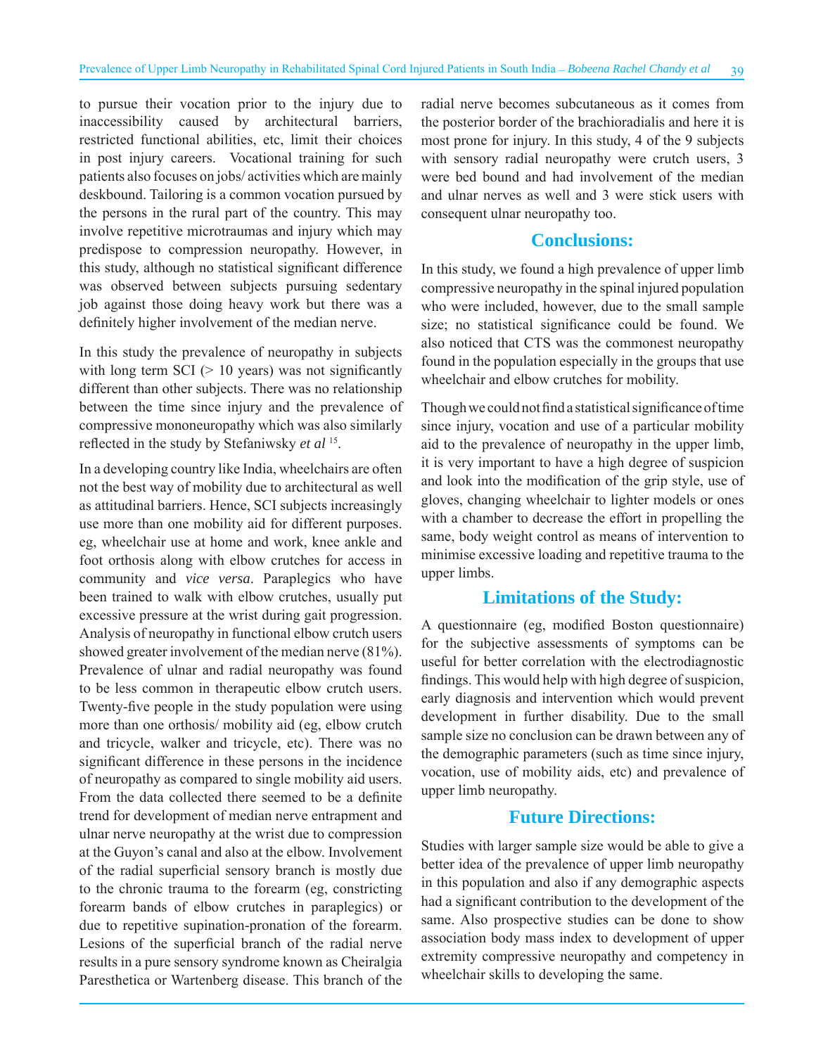to pursue their vocation prior to the injury due to inaccessibility caused by architectural barriers, restricted functional abilities, etc, limit their choices in post injury careers. Vocational training for such patients also focuses on jobs/ activities which are mainly deskbound. Tailoring is a common vocation pursued by the persons in the rural part of the country. This may involve repetitive microtraumas and injury which may predispose to compression neuropathy. However, in this study, although no statistical significant difference was observed between subjects pursuing sedentary job against those doing heavy work but there was a definitely higher involvement of the median nerve.

In this study the prevalence of neuropathy in subjects with long term SCI (> 10 years) was not significantly different than other subjects. There was no relationship between the time since injury and the prevalence of compressive mononeuropathy which was also similarly reflected in the study by Stefaniwsky *et al* [15].

In a developing country like India, wheelchairs are often not the best way of mobility due to architectural as well as attitudinal barriers. Hence, SCI subjects increasingly use more than one mobility aid for different purposes. eg, wheelchair use at home and work, knee ankle and foot orthosis along with elbow crutches for access in community and *vice versa*. Paraplegics who have been trained to walk with elbow crutches, usually put excessive pressure at the wrist during gait progression. Analysis of neuropathy in functional elbow crutch users showed greater involvement of the median nerve (81%). Prevalence of ulnar and radial neuropathy was found to be less common in therapeutic elbow crutch users. Twenty-five people in the study population were using more than one orthosis/ mobility aid (eg, elbow crutch and tricycle, walker and tricycle, etc). There was no significant difference in these persons in the incidence of neuropathy as compared to single mobility aid users. From the data collected there seemed to be a definite trend for development of median nerve entrapment and ulnar nerve neuropathy at the wrist due to compression at the Guyon's canal and also at the elbow. Involvement of the radial superficial sensory branch is mostly due to the chronic trauma to the forearm (eg, constricting forearm bands of elbow crutches in paraplegics) or due to repetitive supination-pronation of the forearm. Lesions of the superficial branch of the radial nerve results in a pure sensory syndrome known as Cheiralgia Paresthetica or Wartenberg disease. This branch of the radial nerve becomes subcutaneous as it comes from the posterior border of the brachioradialis and here it is most prone for injury. In this study, 4 of the 9 subjects with sensory radial neuropathy were crutch users, 3 were bed bound and had involvement of the median and ulnar nerves as well and 3 were stick users with consequent ulnar neuropathy too.

## Conclusions:

In this study, we found a high prevalence of upper limb compressive neuropathy in the spinal injured population who were included, however, due to the small sample size; no statistical significance could be found. We also noticed that CTS was the commonest neuropathy found in the population especially in the groups that use wheelchair and elbow crutches for mobility.

Though we could not find a statistical significance of time since injury, vocation and use of a particular mobility aid to the prevalence of neuropathy in the upper limb, it is very important to have a high degree of suspicion and look into the modification of the grip style, use of gloves, changing wheelchair to lighter models or ones with a chamber to decrease the effort in propelling the same, body weight control as means of intervention to minimise excessive loading and repetitive trauma to the upper limbs.

## Limitations of the Study:

A questionnaire (eg, modified Boston questionnaire) for the subjective assessments of symptoms can be useful for better correlation with the electrodiagnostic findings. This would help with high degree of suspicion, early diagnosis and intervention which would prevent development in further disability. Due to the small sample size no conclusion can be drawn between any of the demographic parameters (such as time since injury, vocation, use of mobility aids, etc) and prevalence of upper limb neuropathy.

## Future Directions:

Studies with larger sample size would be able to give a better idea of the prevalence of upper limb neuropathy in this population and also if any demographic aspects had a significant contribution to the development of the same. Also prospective studies can be done to show association body mass index to development of upper extremity compressive neuropathy and competency in wheelchair skills to developing the same.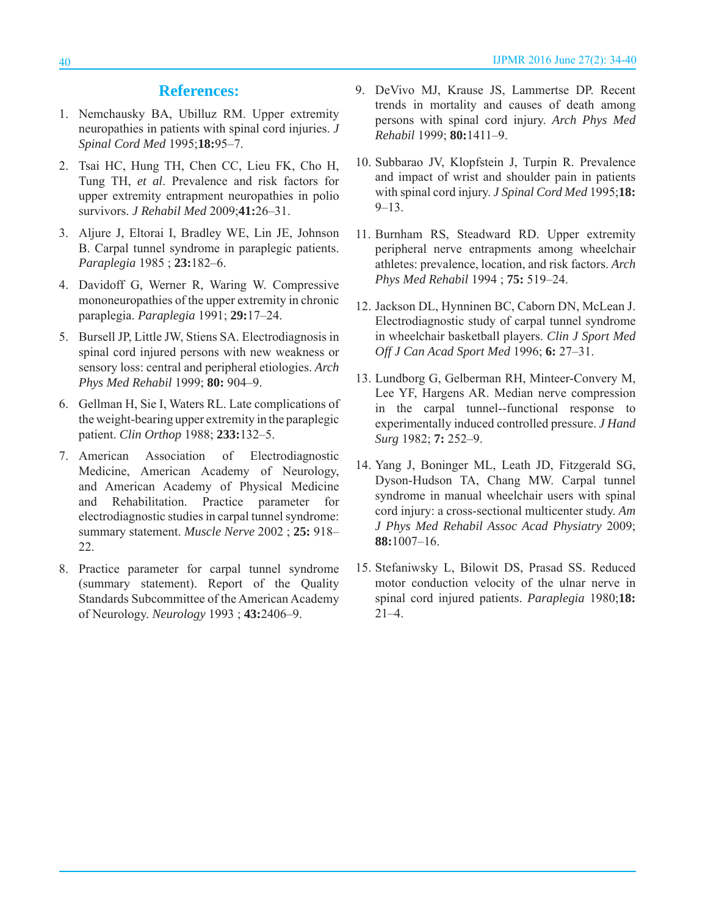## References:

1. Nemchausky BA, Ubilluz RM. Upper extremity neuropathies in patients with spinal cord injuries. *J Spinal Cord Med* 1995;**18:**95–7.
2. Tsai HC, Hung TH, Chen CC, Lieu FK, Cho H, Tung TH, *et al*. Prevalence and risk factors for upper extremity entrapment neuropathies in polio survivors. *J Rehabil Med* 2009;**41:**26–31.
3. Aljure J, Eltorai I, Bradley WE, Lin JE, Johnson B. Carpal tunnel syndrome in paraplegic patients. *Paraplegia* 1985 ; **23:**182–6.
4. Davidoff G, Werner R, Waring W. Compressive mononeuropathies of the upper extremity in chronic paraplegia. *Paraplegia* 1991; **29:**17–24.
5. Bursell JP, Little JW, Stiens SA. Electrodiagnosis in spinal cord injured persons with new weakness or sensory loss: central and peripheral etiologies. *Arch Phys Med Rehabil* 1999; **80:** 904–9.
6. Gellman H, Sie I, Waters RL. Late complications of the weight-bearing upper extremity in the paraplegic patient. *Clin Orthop* 1988; **233:**132–5.
7. American Association of Electrodiagnostic Medicine, American Academy of Neurology, and American Academy of Physical Medicine and Rehabilitation. Practice parameter for electrodiagnostic studies in carpal tunnel syndrome: summary statement. *Muscle Nerve* 2002 ; **25:** 918–22.
8. Practice parameter for carpal tunnel syndrome (summary statement). Report of the Quality Standards Subcommittee of the American Academy of Neurology. *Neurology* 1993 ; **43:**2406–9.
9. DeVivo MJ, Krause JS, Lammertse DP. Recent trends in mortality and causes of death among persons with spinal cord injury. *Arch Phys Med Rehabil* 1999; **80:**1411–9.
10. Subbarao JV, Klopfstein J, Turpin R. Prevalence and impact of wrist and shoulder pain in patients with spinal cord injury. *J Spinal Cord Med* 1995;**18:** 9–13.
11. Burnham RS, Steadward RD. Upper extremity peripheral nerve entrapments among wheelchair athletes: prevalence, location, and risk factors. *Arch Phys Med Rehabil* 1994 ; **75:** 519–24.
12. Jackson DL, Hynninen BC, Caborn DN, McLean J. Electrodiagnostic study of carpal tunnel syndrome in wheelchair basketball players. *Clin J Sport Med Off J Can Acad Sport Med* 1996; **6:** 27–31.
13. Lundborg G, Gelberman RH, Minteer-Convery M, Lee YF, Hargens AR. Median nerve compression in the carpal tunnel--functional response to experimentally induced controlled pressure. *J Hand Surg* 1982; **7:** 252–9.
14. Yang J, Boninger ML, Leath JD, Fitzgerald SG, Dyson-Hudson TA, Chang MW. Carpal tunnel syndrome in manual wheelchair users with spinal cord injury: a cross-sectional multicenter study. *Am J Phys Med Rehabil Assoc Acad Physiatry* 2009; **88:**1007–16.
15. Stefaniwsky L, Bilowit DS, Prasad SS. Reduced motor conduction velocity of the ulnar nerve in spinal cord injured patients. *Paraplegia* 1980;**18:** 21–4.